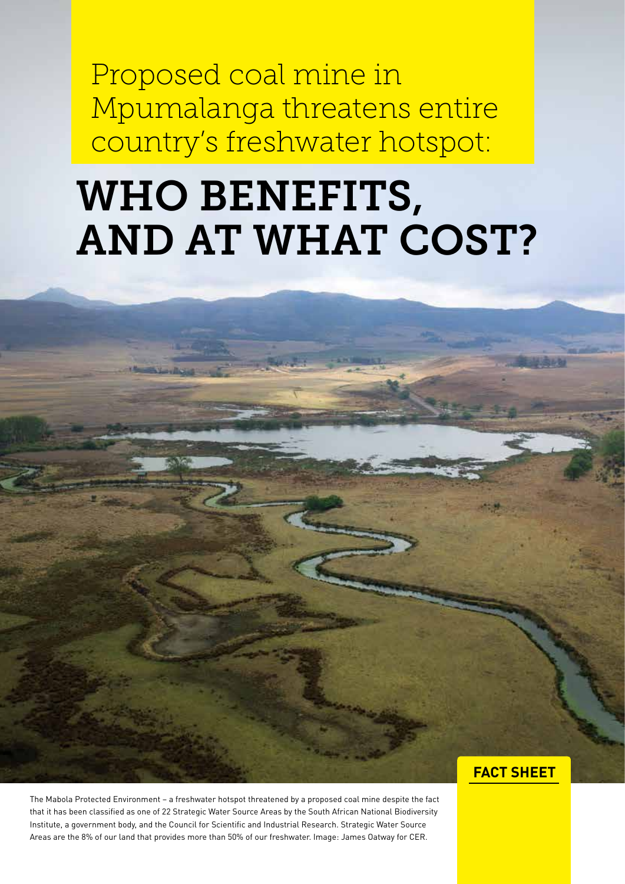Proposed coal mine in Mpumalanga threatens entire country's freshwater hotspot:

# WHO BENEFITS, AND AT WHAT COST?

**FACT SHEET**

The Mabola Protected Environment – a freshwater hotspot threatened by a proposed coal mine despite the fact that it has been classified as one of 22 Strategic Water Source Areas by the South African National Biodiversity Institute, a government body, and the Council for Scientific and Industrial Research. Strategic Water Source Areas are the 8% of our land that provides more than 50% of our freshwater. Image: James Oatway for CER.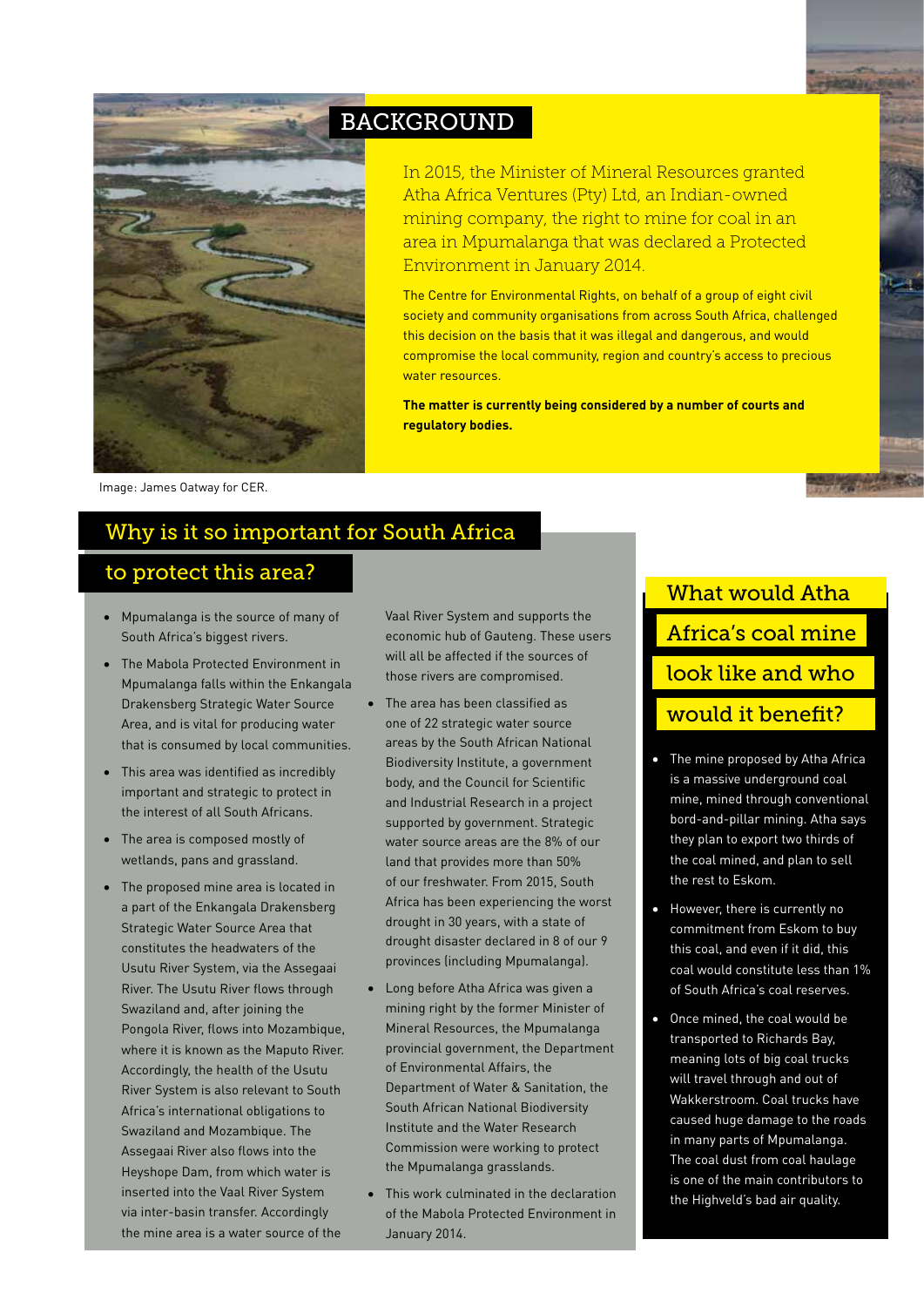## BACKGROUND

In 2015, the Minister of Mineral Resources granted Atha Africa Ventures (Pty) Ltd, an Indian-owned mining company, the right to mine for coal in an area in Mpumalanga that was declared a Protected Environment in January 2014.

The Centre for Environmental Rights, on behalf of a group of eight civil society and community organisations from across South Africa, challenged this decision on the basis that it was illegal and dangerous, and would compromise the local community, region and country's access to precious water resources.

**The matter is currently being considered by a number of courts and regulatory bodies.**

Image: James Oatway for CER.

## Why is it so important for South Africa to protect this area?

- Mpumalanga is the source of many of South Africa's biggest rivers.
- The Mabola Protected Environment in Mpumalanga falls within the Enkangala Drakensberg Strategic Water Source Area, and is vital for producing water that is consumed by local communities.
- This area was identified as incredibly important and strategic to protect in the interest of all South Africans.
- The area is composed mostly of wetlands, pans and grassland.
- The proposed mine area is located in a part of the Enkangala Drakensberg Strategic Water Source Area that constitutes the headwaters of the Usutu River System, via the Assegaai River. The Usutu River flows through Swaziland and, after joining the Pongola River, flows into Mozambique, where it is known as the Maputo River. Accordingly, the health of the Usutu River System is also relevant to South Africa's international obligations to Swaziland and Mozambique. The Assegaai River also flows into the Heyshope Dam, from which water is inserted into the Vaal River System via inter-basin transfer. Accordingly the mine area is a water source of the Vaal River System and supports the economic hub of Gauteng. These users will all be affected if the sources of those rivers are compromised.
- The area has been classified as one of 22 strategic water source areas by the South African National Biodiversity Institute, a government body, and the Council for Scientific and Industrial Research in a project supported by government. Strategic water source areas are the 8% of our land that provides more than 50% of our freshwater. From 2015, South Africa has been experiencing the worst drought in 30 years, with a state of drought disaster declared in 8 of our 9 provinces (including Mpumalanga).
- Long before Atha Africa was given a mining right by the former Minister of Mineral Resources, the Mpumalanga provincial government, the Department of Environmental Affairs, the Department of Water & Sanitation, the South African National Biodiversity Institute and the Water Research Commission were working to protect the Mpumalanga grasslands.
- This work culminated in the declaration of the Mabola Protected Environment in January 2014.

## What would Atha Africa's coal mine look like and who would it benefit?

- The mine proposed by Atha Africa is a massive underground coal mine, mined through conventional bord-and-pillar mining. Atha says they plan to export two thirds of the coal mined, and plan to sell the rest to Eskom.
- However, there is currently no commitment from Eskom to buy this coal, and even if it did, this coal would constitute less than 1% of South Africa's coal reserves.
- Once mined, the coal would be transported to Richards Bay, meaning lots of big coal trucks will travel through and out of Wakkerstroom. Coal trucks have caused huge damage to the roads in many parts of Mpumalanga. The coal dust from coal haulage is one of the main contributors to the Highveld's bad air quality.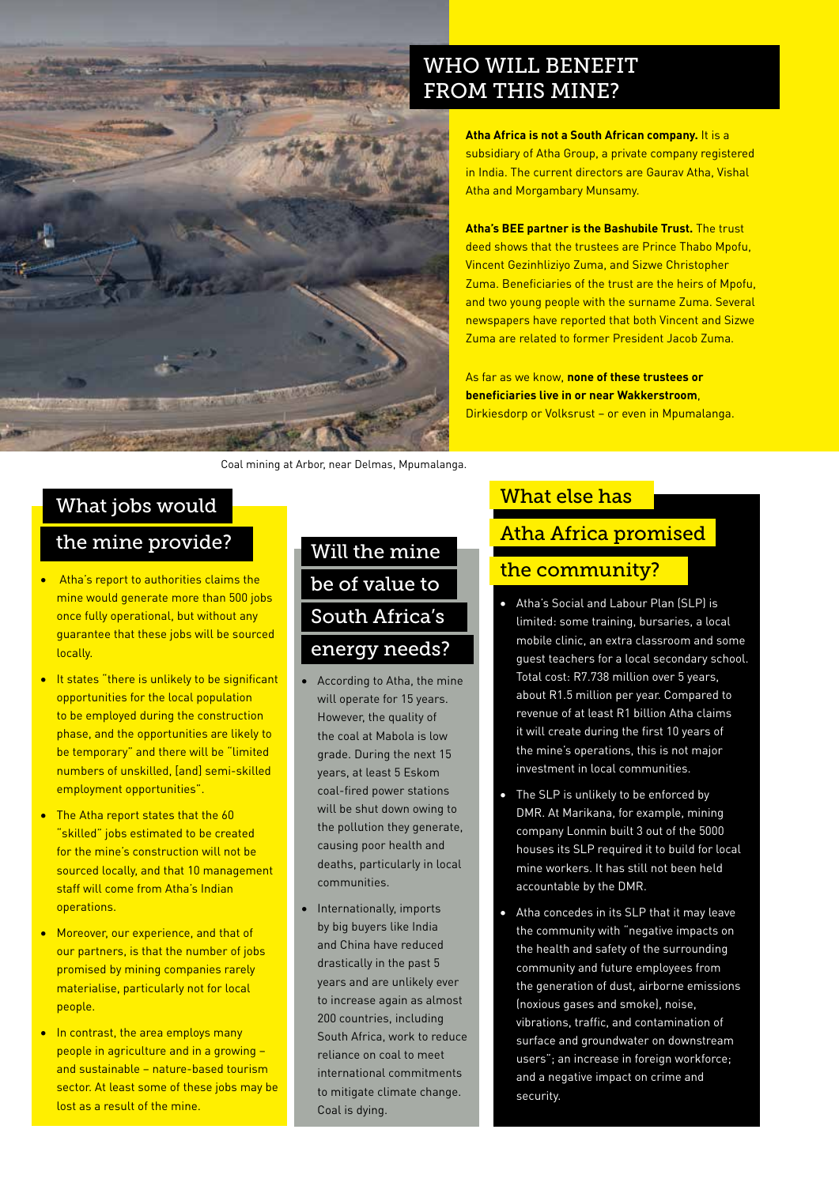## WHO WILL BENEFIT FROM THIS MINE?

**Atha Africa is not a South African company.** It is a subsidiary of Atha Group, a private company registered in India. The current directors are Gaurav Atha, Vishal Atha and Morgambary Munsamy.

**Atha's BEE partner is the Bashubile Trust.** The trust deed shows that the trustees are Prince Thabo Mpofu, Vincent Gezinhliziyo Zuma, and Sizwe Christopher Zuma. Beneficiaries of the trust are the heirs of Mpofu, and two young people with the surname Zuma. Several newspapers have reported that both Vincent and Sizwe Zuma are related to former President Jacob Zuma.

As far as we know, **none of these trustees or beneficiaries live in or near Wakkerstroom**, Dirkiesdorp or Volksrust – or even in Mpumalanga.

Coal mining at Arbor, near Delmas, Mpumalanga.

## What jobs would the mine provide?

- Atha's report to authorities claims the mine would generate more than 500 jobs once fully operational, but without any guarantee that these jobs will be sourced locally.
- It states "there is unlikely to be significant opportunities for the local population to be employed during the construction phase, and the opportunities are likely to be temporary" and there will be "limited numbers of unskilled, [and] semi-skilled employment opportunities".
- The Atha report states that the 60 "skilled" jobs estimated to be created for the mine's construction will not be sourced locally, and that 10 management staff will come from Atha's Indian operations.
- Moreover, our experience, and that of our partners, is that the number of jobs promised by mining companies rarely materialise, particularly not for local people.
- In contrast, the area employs many people in agriculture and in a growing – and sustainable – nature-based tourism sector. At least some of these jobs may be lost as a result of the mine.

## Will the mine be of value to South Africa's energy needs?

- According to Atha, the mine will operate for 15 years. However, the quality of the coal at Mabola is low grade. During the next 15 years, at least 5 Eskom coal-fired power stations will be shut down owing to the pollution they generate, causing poor health and deaths, particularly in local communities.
- Internationally, imports by big buyers like India and China have reduced drastically in the past 5 years and are unlikely ever to increase again as almost 200 countries, including South Africa, work to reduce reliance on coal to meet international commitments to mitigate climate change. Coal is dying.

## What else has Atha Africa promised the community?

- Atha's Social and Labour Plan (SLP) is limited: some training, bursaries, a local mobile clinic, an extra classroom and some guest teachers for a local secondary school. Total cost: R7.738 million over 5 years, about R1.5 million per year. Compared to revenue of at least R1 billion Atha claims it will create during the first 10 years of the mine's operations, this is not major investment in local communities.
- The SLP is unlikely to be enforced by DMR. At Marikana, for example, mining company Lonmin built 3 out of the 5000 houses its SLP required it to build for local mine workers. It has still not been held accountable by the DMR.
- Atha concedes in its SLP that it may leave the community with "negative impacts on the health and safety of the surrounding community and future employees from the generation of dust, airborne emissions (noxious gases and smoke), noise, vibrations, traffic, and contamination of surface and groundwater on downstream users"; an increase in foreign workforce; and a negative impact on crime and security.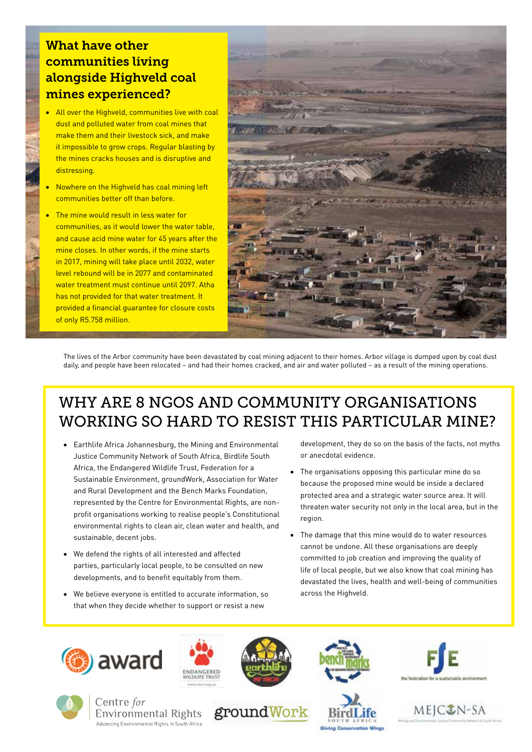## What have other communities living alongside Highveld coal mines experienced?

- All over the Highveld, communities live with coal dust and polluted water from coal mines that make them and their livestock sick, and make it impossible to grow crops. Regular blasting by the mines cracks houses and is disruptive and distressing.
- Nowhere on the Highveld has coal mining left communities better off than before.
- The mine would result in less water for communities, as it would lower the water table, and cause acid mine water for 45 years after the mine closes. In other words, if the mine starts in 2017, mining will take place until 2032, water level rebound will be in 2077 and contaminated water treatment must continue until 2097. Atha has not provided for that water treatment. It provided a financial guarantee for closure costs of only R5.758 million.

The lives of the Arbor community have been devastated by coal mining adjacent to their homes. Arbor village is dumped upon by coal dust daily, and people have been relocated – and had their homes cracked, and air and water polluted – as a result of the mining operations.

## WHY ARE 8 NGOS AND COMMUNITY ORGANISATIONS WORKING SO HARD TO RESIST THIS PARTICULAR MINE?

- Earthlife Africa Johannesburg, the Mining and Environmental Justice Community Network of South Africa, Birdlife South Africa, the Endangered Wildlife Trust, Federation for a Sustainable Environment, groundWork, Association for Water and Rural Development and the Bench Marks Foundation, represented by the Centre for Environmental Rights, are non-profit organisations working to realise people's Constitutional environmental rights to clean air, clean water and health, and sustainable, decent jobs.
- We defend the rights of all interested and affected parties, particularly local people, to be consulted on new developments, and to benefit equitably from them.
- We believe everyone is entitled to accurate information, so that when they decide whether to support or resist a new development, they do so on the basis of the facts, not myths or anecdotal evidence.
- The organisations opposing this particular mine do so because the proposed mine would be inside a declared protected area and a strategic water source area. It will threaten water security not only in the local area, but in the region.
- The damage that this mine would do to water resources cannot be undone. All these organisations are deeply committed to job creation and improving the quality of life of local people, but we also know that coal mining has devastated the lives, health and well-being of communities across the Highveld.

award

ENDANGERED WILDLIFE TRUST

earthlife AFRICA

bench marks

FSE the federation for a sustainable environment

Centre for Environmental Rights
Advancing Environmental Rights in South Africa

groundWork

BirdLife SOUTH AFRICA
Giving Conservation Wings

MEJCON-SA